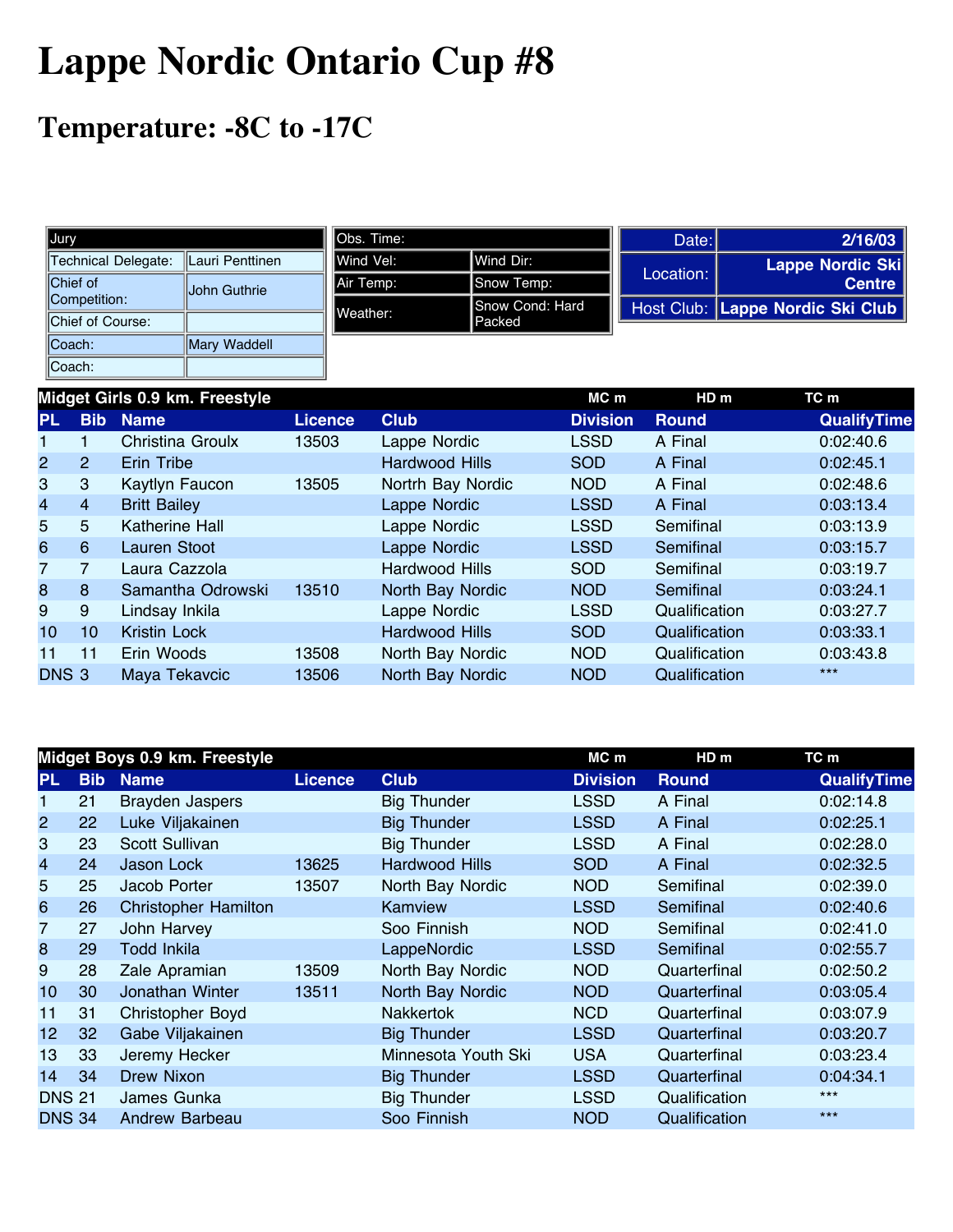# Lappe Nordic Ontario Cup #8

## Temperature: -8C to -17C

| Jury | |
|---|---|
| Technical Delegate: | Lauri Penttinen |
| Chief of Competition: | John Guthrie |
| Chief of Course: | |
| Coach: | Mary Waddell |
| Coach: | |

| Obs. Time: | |
|---|---|
| Wind Vel: | Wind Dir: |
| Air Temp: | Snow Temp: |
| Weather: | Snow Cond: Hard Packed |

| | |
|---|---|
| Date: | 2/16/03 |
| Location: | Lappe Nordic Ski Centre |
| Host Club: | Lappe Nordic Ski Club |

| Midget Girls 0.9 km. Freestyle | | | | | | MC m | HD m | TC m |
|---|---|---|---|---|---|---|---|---|
| PL | Bib | Name | Licence | Club | Division | Round | | QualifyTime |
| 1 | 1 | Christina Groulx | 13503 | Lappe Nordic | LSSD | A Final | | 0:02:40.6 |
| 2 | 2 | Erin Tribe | | Hardwood Hills | SOD | A Final | | 0:02:45.1 |
| 3 | 3 | Kaytlyn Faucon | 13505 | Nortrh Bay Nordic | NOD | A Final | | 0:02:48.6 |
| 4 | 4 | Britt Bailey | | Lappe Nordic | LSSD | A Final | | 0:03:13.4 |
| 5 | 5 | Katherine Hall | | Lappe Nordic | LSSD | Semifinal | | 0:03:13.9 |
| 6 | 6 | Lauren Stoot | | Lappe Nordic | LSSD | Semifinal | | 0:03:15.7 |
| 7 | 7 | Laura Cazzola | | Hardwood Hills | SOD | Semifinal | | 0:03:19.7 |
| 8 | 8 | Samantha Odrowski | 13510 | North Bay Nordic | NOD | Semifinal | | 0:03:24.1 |
| 9 | 9 | Lindsay Inkila | | Lappe Nordic | LSSD | Qualification | | 0:03:27.7 |
| 10 | 10 | Kristin Lock | | Hardwood Hills | SOD | Qualification | | 0:03:33.1 |
| 11 | 11 | Erin Woods | 13508 | North Bay Nordic | NOD | Qualification | | 0:03:43.8 |
| DNS | 3 | Maya Tekavcic | 13506 | North Bay Nordic | NOD | Qualification | | *** |

| Midget Boys 0.9 km. Freestyle | | | | | | MC m | HD m | TC m |
|---|---|---|---|---|---|---|---|---|
| PL | Bib | Name | Licence | Club | Division | Round | | QualifyTime |
| 1 | 21 | Brayden Jaspers | | Big Thunder | LSSD | A Final | | 0:02:14.8 |
| 2 | 22 | Luke Viljakainen | | Big Thunder | LSSD | A Final | | 0:02:25.1 |
| 3 | 23 | Scott Sullivan | | Big Thunder | LSSD | A Final | | 0:02:28.0 |
| 4 | 24 | Jason Lock | 13625 | Hardwood Hills | SOD | A Final | | 0:02:32.5 |
| 5 | 25 | Jacob Porter | 13507 | North Bay Nordic | NOD | Semifinal | | 0:02:39.0 |
| 6 | 26 | Christopher Hamilton | | Kamview | LSSD | Semifinal | | 0:02:40.6 |
| 7 | 27 | John Harvey | | Soo Finnish | NOD | Semifinal | | 0:02:41.0 |
| 8 | 29 | Todd Inkila | | LappeNordic | LSSD | Semifinal | | 0:02:55.7 |
| 9 | 28 | Zale Apramian | 13509 | North Bay Nordic | NOD | Quarterfinal | | 0:02:50.2 |
| 10 | 30 | Jonathan Winter | 13511 | North Bay Nordic | NOD | Quarterfinal | | 0:03:05.4 |
| 11 | 31 | Christopher Boyd | | Nakkertok | NCD | Quarterfinal | | 0:03:07.9 |
| 12 | 32 | Gabe Viljakainen | | Big Thunder | LSSD | Quarterfinal | | 0:03:20.7 |
| 13 | 33 | Jeremy Hecker | | Minnesota Youth Ski | USA | Quarterfinal | | 0:03:23.4 |
| 14 | 34 | Drew Nixon | | Big Thunder | LSSD | Quarterfinal | | 0:04:34.1 |
| DNS | 21 | James Gunka | | Big Thunder | LSSD | Qualification | | *** |
| DNS | 34 | Andrew Barbeau | | Soo Finnish | NOD | Qualification | | *** |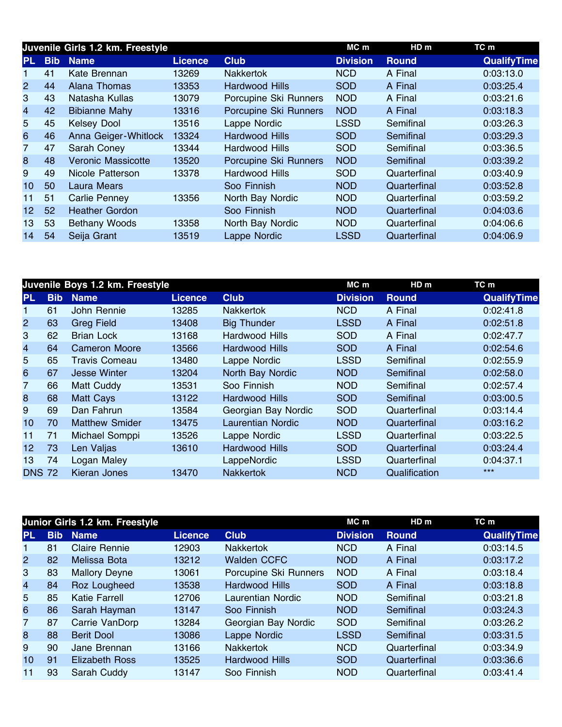| Juvenile Girls 1.2 km. Freestyle | | | | | MC m | HD m | TC m |
|---|---|---|---|---|---|---|---|
| PL | Bib | Name | Licence | Club | Division | Round | QualifyTime |
| 1 | 41 | Kate Brennan | 13269 | Nakkertok | NCD | A Final | 0:03:13.0 |
| 2 | 44 | Alana Thomas | 13353 | Hardwood Hills | SOD | A Final | 0:03:25.4 |
| 3 | 43 | Natasha Kullas | 13079 | Porcupine Ski Runners | NOD | A Final | 0:03:21.6 |
| 4 | 42 | Bibianne Mahy | 13316 | Porcupine Ski Runners | NOD | A Final | 0:03:18.3 |
| 5 | 45 | Kelsey Dool | 13516 | Lappe Nordic | LSSD | Semifinal | 0:03:26.3 |
| 6 | 46 | Anna Geiger-Whitlock | 13324 | Hardwood Hills | SOD | Semifinal | 0:03:29.3 |
| 7 | 47 | Sarah Coney | 13344 | Hardwood Hills | SOD | Semifinal | 0:03:36.5 |
| 8 | 48 | Veronic Massicotte | 13520 | Porcupine Ski Runners | NOD | Semifinal | 0:03:39.2 |
| 9 | 49 | Nicole Patterson | 13378 | Hardwood Hills | SOD | Quarterfinal | 0:03:40.9 |
| 10 | 50 | Laura Mears | | Soo Finnish | NOD | Quarterfinal | 0:03:52.8 |
| 11 | 51 | Carlie Penney | 13356 | North Bay Nordic | NOD | Quarterfinal | 0:03:59.2 |
| 12 | 52 | Heather Gordon | | Soo Finnish | NOD | Quarterfinal | 0:04:03.6 |
| 13 | 53 | Bethany Woods | 13358 | North Bay Nordic | NOD | Quarterfinal | 0:04:06.6 |
| 14 | 54 | Seija Grant | 13519 | Lappe Nordic | LSSD | Quarterfinal | 0:04:06.9 |

| Juvenile Boys 1.2 km. Freestyle | | | | | MC m | HD m | TC m |
|---|---|---|---|---|---|---|---|
| PL | Bib | Name | Licence | Club | Division | Round | QualifyTime |
| 1 | 61 | John Rennie | 13285 | Nakkertok | NCD | A Final | 0:02:41.8 |
| 2 | 63 | Greg Field | 13408 | Big Thunder | LSSD | A Final | 0:02:51.8 |
| 3 | 62 | Brian Lock | 13168 | Hardwood Hills | SOD | A Final | 0:02:47.7 |
| 4 | 64 | Cameron Moore | 13566 | Hardwood Hills | SOD | A Final | 0:02:54.6 |
| 5 | 65 | Travis Comeau | 13480 | Lappe Nordic | LSSD | Semifinal | 0:02:55.9 |
| 6 | 67 | Jesse Winter | 13204 | North Bay Nordic | NOD | Semifinal | 0:02:58.0 |
| 7 | 66 | Matt Cuddy | 13531 | Soo Finnish | NOD | Semifinal | 0:02:57.4 |
| 8 | 68 | Matt Cays | 13122 | Hardwood Hills | SOD | Semifinal | 0:03:00.5 |
| 9 | 69 | Dan Fahrun | 13584 | Georgian Bay Nordic | SOD | Quarterfinal | 0:03:14.4 |
| 10 | 70 | Matthew Smider | 13475 | Laurentian Nordic | NOD | Quarterfinal | 0:03:16.2 |
| 11 | 71 | Michael Somppi | 13526 | Lappe Nordic | LSSD | Quarterfinal | 0:03:22.5 |
| 12 | 73 | Len Valjas | 13610 | Hardwood Hills | SOD | Quarterfinal | 0:03:24.4 |
| 13 | 74 | Logan Maley | | LappeNordic | LSSD | Quarterfinal | 0:04:37.1 |
| DNS | 72 | Kieran Jones | 13470 | Nakkertok | NCD | Qualification | *** |

| Junior Girls 1.2 km. Freestyle | | | | | MC m | HD m | TC m |
|---|---|---|---|---|---|---|---|
| PL | Bib | Name | Licence | Club | Division | Round | QualifyTime |
| 1 | 81 | Claire Rennie | 12903 | Nakkertok | NCD | A Final | 0:03:14.5 |
| 2 | 82 | Melissa Bota | 13212 | Walden CCFC | NOD | A Final | 0:03:17.2 |
| 3 | 83 | Mallory Deyne | 13061 | Porcupine Ski Runners | NOD | A Final | 0:03:18.4 |
| 4 | 84 | Roz Lougheed | 13538 | Hardwood Hills | SOD | A Final | 0:03:18.8 |
| 5 | 85 | Katie Farrell | 12706 | Laurentian Nordic | NOD | Semifinal | 0:03:21.8 |
| 6 | 86 | Sarah Hayman | 13147 | Soo Finnish | NOD | Semifinal | 0:03:24.3 |
| 7 | 87 | Carrie VanDorp | 13284 | Georgian Bay Nordic | SOD | Semifinal | 0:03:26.2 |
| 8 | 88 | Berit Dool | 13086 | Lappe Nordic | LSSD | Semifinal | 0:03:31.5 |
| 9 | 90 | Jane Brennan | 13166 | Nakkertok | NCD | Quarterfinal | 0:03:34.9 |
| 10 | 91 | Elizabeth Ross | 13525 | Hardwood Hills | SOD | Quarterfinal | 0:03:36.6 |
| 11 | 93 | Sarah Cuddy | 13147 | Soo Finnish | NOD | Quarterfinal | 0:03:41.4 |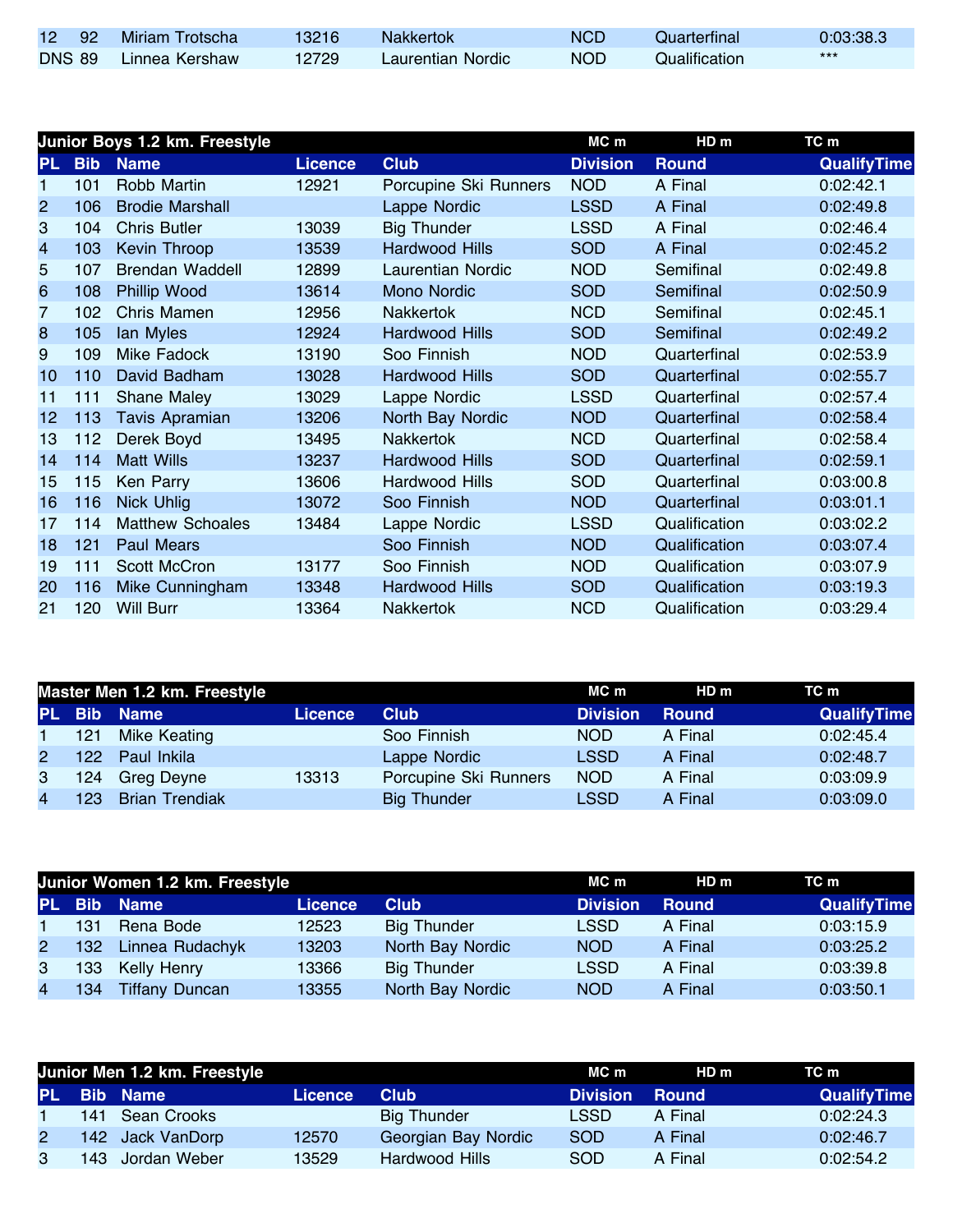| PL | Bib | Name | Licence | Club | Division | Round | QualifyTime |
|---|---|---|---|---|---|---|---|
| 12 | 92 | Miriam Trotscha | 13216 | Nakkertok | NCD | Quarterfinal | 0:03:38.3 |
| DNS | 89 | Linnea Kershaw | 12729 | Laurentian Nordic | NOD | Qualification | *** |

| Junior Boys 1.2 km. Freestyle | | | | | MC m | HD m | TC m |
|---|---|---|---|---|---|---|---|
| PL | Bib | Name | Licence | Club | Division | Round | QualifyTime |
| 1 | 101 | Robb Martin | 12921 | Porcupine Ski Runners | NOD | A Final | 0:02:42.1 |
| 2 | 106 | Brodie Marshall | | Lappe Nordic | LSSD | A Final | 0:02:49.8 |
| 3 | 104 | Chris Butler | 13039 | Big Thunder | LSSD | A Final | 0:02:46.4 |
| 4 | 103 | Kevin Throop | 13539 | Hardwood Hills | SOD | A Final | 0:02:45.2 |
| 5 | 107 | Brendan Waddell | 12899 | Laurentian Nordic | NOD | Semifinal | 0:02:49.8 |
| 6 | 108 | Phillip Wood | 13614 | Mono Nordic | SOD | Semifinal | 0:02:50.9 |
| 7 | 102 | Chris Mamen | 12956 | Nakkertok | NCD | Semifinal | 0:02:45.1 |
| 8 | 105 | Ian Myles | 12924 | Hardwood Hills | SOD | Semifinal | 0:02:49.2 |
| 9 | 109 | Mike Fadock | 13190 | Soo Finnish | NOD | Quarterfinal | 0:02:53.9 |
| 10 | 110 | David Badham | 13028 | Hardwood Hills | SOD | Quarterfinal | 0:02:55.7 |
| 11 | 111 | Shane Maley | 13029 | Lappe Nordic | LSSD | Quarterfinal | 0:02:57.4 |
| 12 | 113 | Tavis Apramian | 13206 | North Bay Nordic | NOD | Quarterfinal | 0:02:58.4 |
| 13 | 112 | Derek Boyd | 13495 | Nakkertok | NCD | Quarterfinal | 0:02:58.4 |
| 14 | 114 | Matt Wills | 13237 | Hardwood Hills | SOD | Quarterfinal | 0:02:59.1 |
| 15 | 115 | Ken Parry | 13606 | Hardwood Hills | SOD | Quarterfinal | 0:03:00.8 |
| 16 | 116 | Nick Uhlig | 13072 | Soo Finnish | NOD | Quarterfinal | 0:03:01.1 |
| 17 | 114 | Matthew Schoales | 13484 | Lappe Nordic | LSSD | Qualification | 0:03:02.2 |
| 18 | 121 | Paul Mears | | Soo Finnish | NOD | Qualification | 0:03:07.4 |
| 19 | 111 | Scott McCron | 13177 | Soo Finnish | NOD | Qualification | 0:03:07.9 |
| 20 | 116 | Mike Cunningham | 13348 | Hardwood Hills | SOD | Qualification | 0:03:19.3 |
| 21 | 120 | Will Burr | 13364 | Nakkertok | NCD | Qualification | 0:03:29.4 |

| Master Men 1.2 km. Freestyle | | | | | MC m | HD m | TC m |
|---|---|---|---|---|---|---|---|
| PL | Bib | Name | Licence | Club | Division | Round | QualifyTime |
| 1 | 121 | Mike Keating | | Soo Finnish | NOD | A Final | 0:02:45.4 |
| 2 | 122 | Paul Inkila | | Lappe Nordic | LSSD | A Final | 0:02:48.7 |
| 3 | 124 | Greg Deyne | 13313 | Porcupine Ski Runners | NOD | A Final | 0:03:09.9 |
| 4 | 123 | Brian Trendiak | | Big Thunder | LSSD | A Final | 0:03:09.0 |

| Junior Women 1.2 km. Freestyle | | | | | MC m | HD m | TC m |
|---|---|---|---|---|---|---|---|
| PL | Bib | Name | Licence | Club | Division | Round | QualifyTime |
| 1 | 131 | Rena Bode | 12523 | Big Thunder | LSSD | A Final | 0:03:15.9 |
| 2 | 132 | Linnea Rudachyk | 13203 | North Bay Nordic | NOD | A Final | 0:03:25.2 |
| 3 | 133 | Kelly Henry | 13366 | Big Thunder | LSSD | A Final | 0:03:39.8 |
| 4 | 134 | Tiffany Duncan | 13355 | North Bay Nordic | NOD | A Final | 0:03:50.1 |

| Junior Men 1.2 km. Freestyle | | | | | MC m | HD m | TC m |
|---|---|---|---|---|---|---|---|
| PL | Bib | Name | Licence | Club | Division | Round | QualifyTime |
| 1 | 141 | Sean Crooks | | Big Thunder | LSSD | A Final | 0:02:24.3 |
| 2 | 142 | Jack VanDorp | 12570 | Georgian Bay Nordic | SOD | A Final | 0:02:46.7 |
| 3 | 143 | Jordan Weber | 13529 | Hardwood Hills | SOD | A Final | 0:02:54.2 |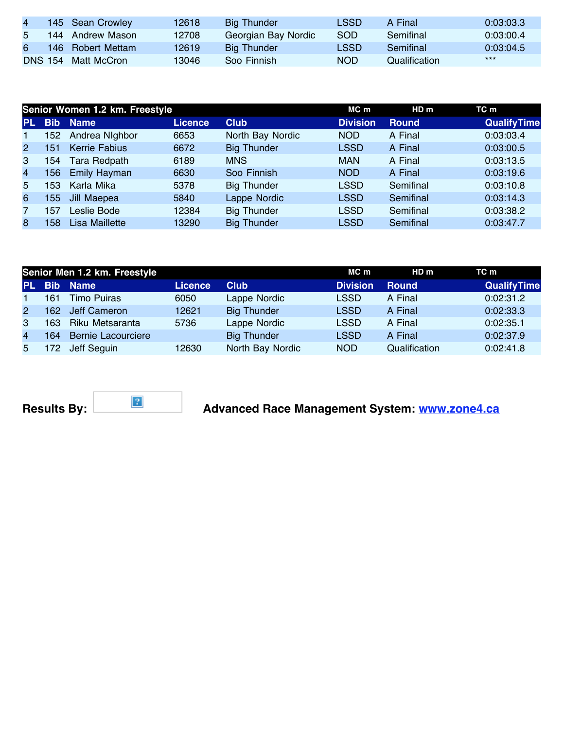| | | | | | | | |
|---|---|---|---|---|---|---|---|
| 4 | 145 | Sean Crowley | 12618 | Big Thunder | LSSD | A Final | 0:03:03.3 |
| 5 | 144 | Andrew Mason | 12708 | Georgian Bay Nordic | SOD | Semifinal | 0:03:00.4 |
| 6 | 146 | Robert Mettam | 12619 | Big Thunder | LSSD | Semifinal | 0:03:04.5 |
| DNS | 154 | Matt McCron | 13046 | Soo Finnish | NOD | Qualification | *** |

**Senior Women 1.2 km. Freestyle** — MC m — HD m — TC m

| PL | Bib | Name | Licence | Club | Division | Round | QualifyTime |
|---|---|---|---|---|---|---|---|
| 1 | 152 | Andrea NIghbor | 6653 | North Bay Nordic | NOD | A Final | 0:03:03.4 |
| 2 | 151 | Kerrie Fabius | 6672 | Big Thunder | LSSD | A Final | 0:03:00.5 |
| 3 | 154 | Tara Redpath | 6189 | MNS | MAN | A Final | 0:03:13.5 |
| 4 | 156 | Emily Hayman | 6630 | Soo Finnish | NOD | A Final | 0:03:19.6 |
| 5 | 153 | Karla Mika | 5378 | Big Thunder | LSSD | Semifinal | 0:03:10.8 |
| 6 | 155 | Jill Maepea | 5840 | Lappe Nordic | LSSD | Semifinal | 0:03:14.3 |
| 7 | 157 | Leslie Bode | 12384 | Big Thunder | LSSD | Semifinal | 0:03:38.2 |
| 8 | 158 | Lisa Maillette | 13290 | Big Thunder | LSSD | Semifinal | 0:03:47.7 |

**Senior Men 1.2 km. Freestyle** — MC m — HD m — TC m

| PL | Bib | Name | Licence | Club | Division | Round | QualifyTime |
|---|---|---|---|---|---|---|---|
| 1 | 161 | Timo Puiras | 6050 | Lappe Nordic | LSSD | A Final | 0:02:31.2 |
| 2 | 162 | Jeff Cameron | 12621 | Big Thunder | LSSD | A Final | 0:02:33.3 |
| 3 | 163 | Riku Metsaranta | 5736 | Lappe Nordic | LSSD | A Final | 0:02:35.1 |
| 4 | 164 | Bernie Lacourciere | | Big Thunder | LSSD | A Final | 0:02:37.9 |
| 5 | 172 | Jeff Seguin | 12630 | North Bay Nordic | NOD | Qualification | 0:02:41.8 |

**Results By:** **Advanced Race Management System: [www.zone4.ca](http://www.zone4.ca)**